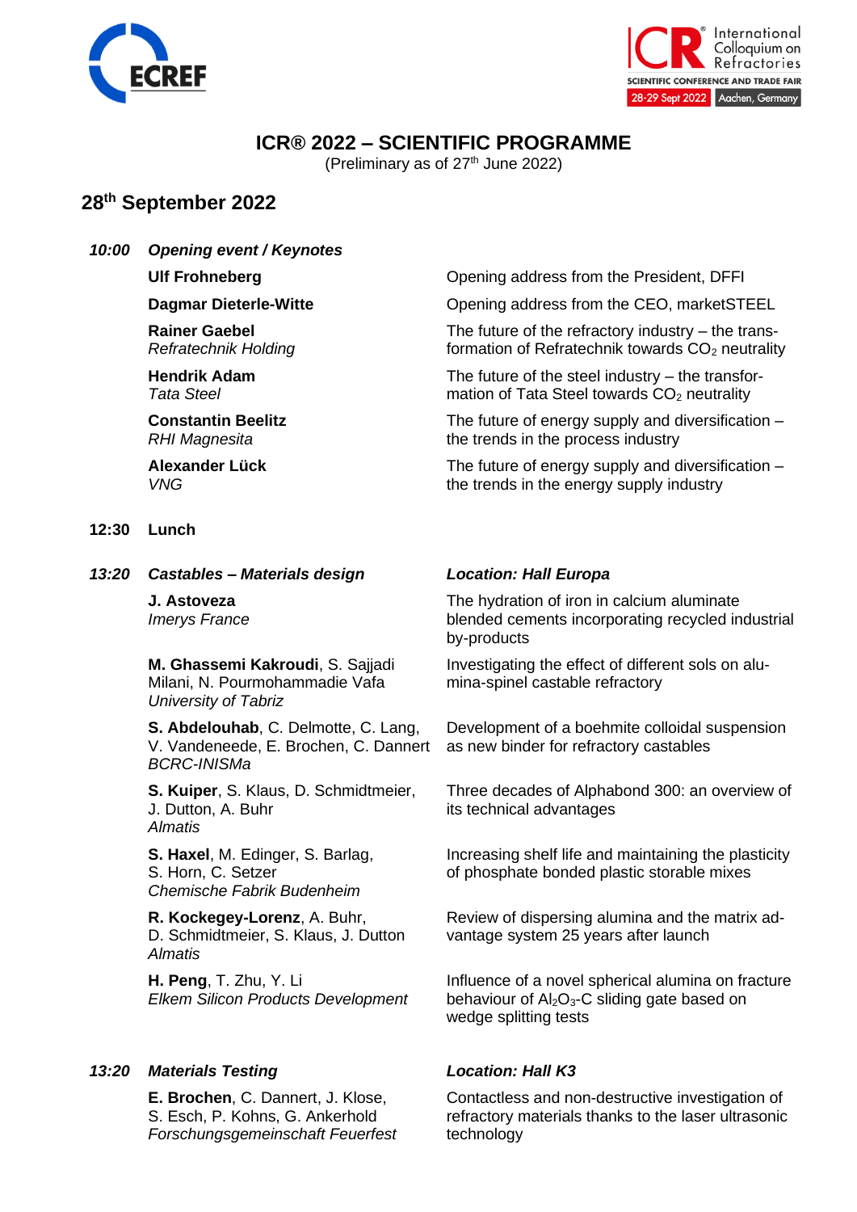# ICR® 2022 – SCIENTIFIC PROGRAMME

(Preliminary as of 27th June 2022)

## 28th September 2022

### *10:00 Opening event / Keynotes*

**Ulf Frohneberg** — Opening address from the President, DFFI

**Dagmar Dieterle-Witte** — Opening address from the CEO, marketSTEEL

**Rainer Gaebel**
*Refratechnik Holding*
The future of the refractory industry – the transformation of Refratechnik towards $CO_2$ neutrality

**Hendrik Adam**
*Tata Steel*
The future of the steel industry – the transformation of Tata Steel towards $CO_2$ neutrality

**Constantin Beelitz**
*RHI Magnesita*
The future of energy supply and diversification – the trends in the process industry

**Alexander Lück**
*VNG*
The future of energy supply and diversification – the trends in the energy supply industry

### 12:30 Lunch

### *13:20 Castables – Materials design*

*Location: Hall Europa*

**J. Astoveza**
*Imerys France*
The hydration of iron in calcium aluminate blended cements incorporating recycled industrial by-products

**M. Ghassemi Kakroudi**, S. Sajjadi Milani, N. Pourmohammadie Vafa
*University of Tabriz*
Investigating the effect of different sols on alumina-spinel castable refractory

**S. Abdelouhab**, C. Delmotte, C. Lang, V. Vandeneede, E. Brochen, C. Dannert
*BCRC-INISMa*
Development of a boehmite colloidal suspension as new binder for refractory castables

**S. Kuiper**, S. Klaus, D. Schmidtmeier, J. Dutton, A. Buhr
*Almatis*
Three decades of Alphabond 300: an overview of its technical advantages

**S. Haxel**, M. Edinger, S. Barlag, S. Horn, C. Setzer
*Chemische Fabrik Budenheim*
Increasing shelf life and maintaining the plasticity of phosphate bonded plastic storable mixes

**R. Kockegey-Lorenz**, A. Buhr, D. Schmidtmeier, S. Klaus, J. Dutton
*Almatis*
Review of dispersing alumina and the matrix advantage system 25 years after launch

**H. Peng**, T. Zhu, Y. Li
*Elkem Silicon Products Development*
Influence of a novel spherical alumina on fracture behaviour of $Al_2O_3$-C sliding gate based on wedge splitting tests

### *13:20 Materials Testing*

*Location: Hall K3*

**E. Brochen**, C. Dannert, J. Klose, S. Esch, P. Kohns, G. Ankerhold
*Forschungsgemeinschaft Feuerfest*
Contactless and non-destructive investigation of refractory materials thanks to the laser ultrasonic technology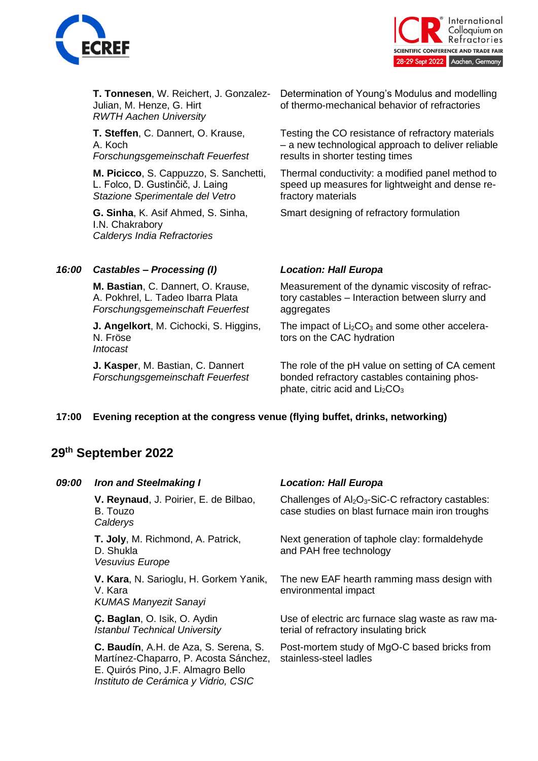**T. Tonnesen**, W. Reichert, J. Gonzalez-Julian, M. Henze, G. Hirt
*RWTH Aachen University*
Determination of Young's Modulus and modelling of thermo-mechanical behavior of refractories

**T. Steffen**, C. Dannert, O. Krause, A. Koch
*Forschungsgemeinschaft Feuerfest*
Testing the CO resistance of refractory materials – a new technological approach to deliver reliable results in shorter testing times

**M. Picicco**, S. Cappuzzo, S. Sanchetti, L. Folco, D. Gustinčič, J. Laing
*Stazione Sperimentale del Vetro*
Thermal conductivity: a modified panel method to speed up measures for lightweight and dense refractory materials

**G. Sinha**, K. Asif Ahmed, S. Sinha, I.N. Chakrabory
*Calderys India Refractories*
Smart designing of refractory formulation

***16:00 Castables – Processing (I)*** — ***Location: Hall Europa***

**M. Bastian**, C. Dannert, O. Krause, A. Pokhrel, L. Tadeo Ibarra Plata
*Forschungsgemeinschaft Feuerfest*
Measurement of the dynamic viscosity of refractory castables – Interaction between slurry and aggregates

**J. Angelkort**, M. Cichocki, S. Higgins, N. Fröse
*Intocast*
The impact of $Li_2CO_3$ and some other accelerators on the CAC hydration

**J. Kasper**, M. Bastian, C. Dannert
*Forschungsgemeinschaft Feuerfest*
The role of the pH value on setting of CA cement bonded refractory castables containing phosphate, citric acid and $Li_2CO_3$

**17:00 Evening reception at the congress venue (flying buffet, drinks, networking)**

## 29th September 2022

***09:00 Iron and Steelmaking I*** — ***Location: Hall Europa***

**V. Reynaud**, J. Poirier, E. de Bilbao, B. Touzo
*Calderys*
Challenges of $Al_2O_3$-SiC-C refractory castables: case studies on blast furnace main iron troughs

**T. Joly**, M. Richmond, A. Patrick, D. Shukla
*Vesuvius Europe*
Next generation of taphole clay: formaldehyde and PAH free technology

**V. Kara**, N. Sarioglu, H. Gorkem Yanik, V. Kara
*KUMAS Manyezit Sanayi*
The new EAF hearth ramming mass design with environmental impact

**Ç. Baglan**, O. Isik, O. Aydin
*Istanbul Technical University*
Use of electric arc furnace slag waste as raw material of refractory insulating brick

**C. Baudín**, A.H. de Aza, S. Serena, S. Martínez-Chaparro, P. Acosta Sánchez, E. Quirós Pino, J.F. Almagro Bello
*Instituto de Cerámica y Vidrio, CSIC*
Post-mortem study of MgO-C based bricks from stainless-steel ladles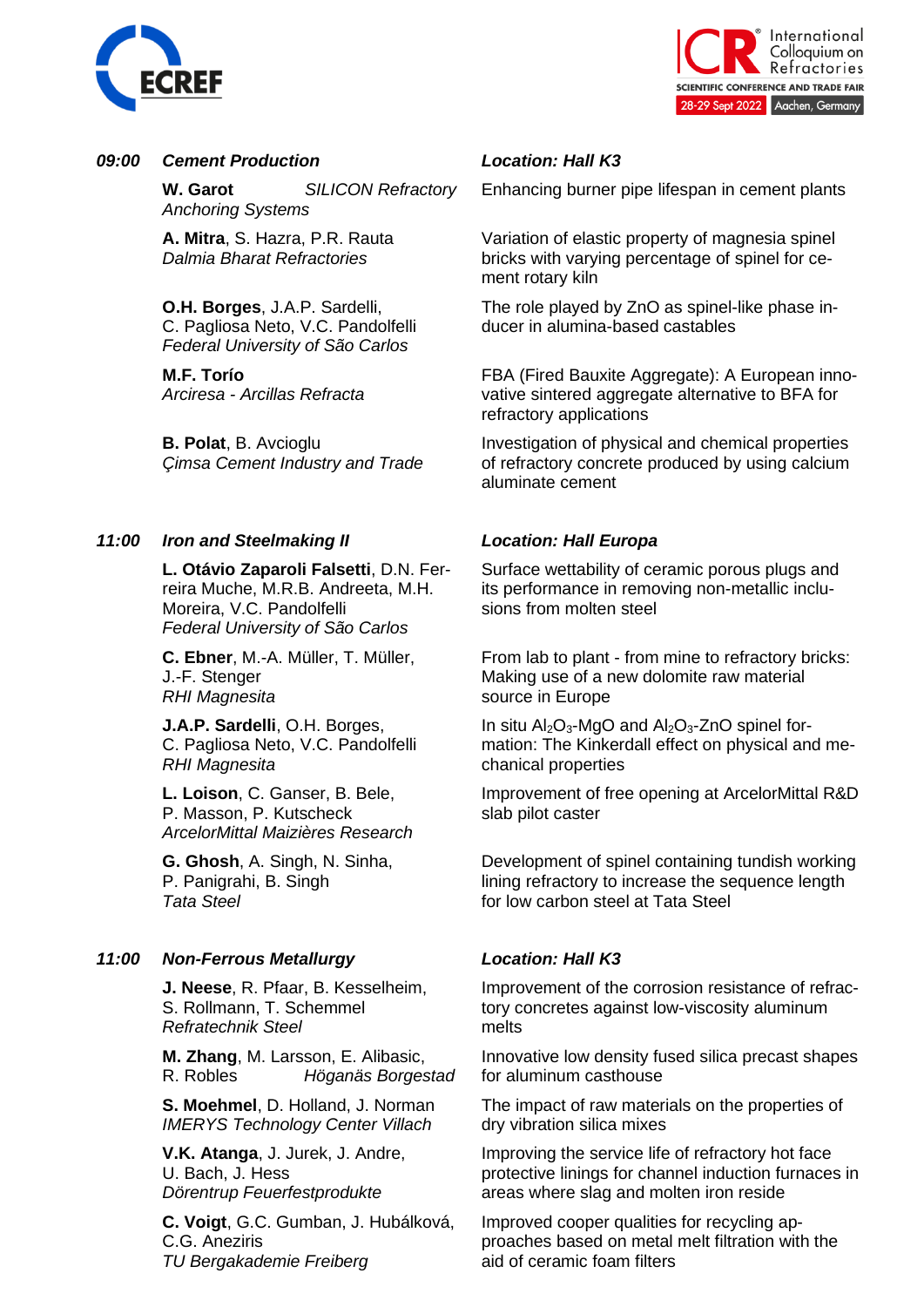### 09:00 *Cement Production* — *Location: Hall K3*

**W. Garot**, *SILICON Refractory Anchoring Systems*
Enhancing burner pipe lifespan in cement plants

**A. Mitra**, S. Hazra, P.R. Rauta
*Dalmia Bharat Refractories*
Variation of elastic property of magnesia spinel bricks with varying percentage of spinel for cement rotary kiln

**O.H. Borges**, J.A.P. Sardelli, C. Pagliosa Neto, V.C. Pandolfelli
*Federal University of São Carlos*
The role played by ZnO as spinel-like phase inducer in alumina-based castables

**M.F. Torío**
*Arciresa - Arcillas Refracta*
FBA (Fired Bauxite Aggregate): A European innovative sintered aggregate alternative to BFA for refractory applications

**B. Polat**, B. Avcioglu
*Çimsa Cement Industry and Trade*
Investigation of physical and chemical properties of refractory concrete produced by using calcium aluminate cement

### 11:00 *Iron and Steelmaking II* — *Location: Hall Europa*

**L. Otávio Zaparoli Falsetti**, D.N. Ferreira Muche, M.R.B. Andreeta, M.H. Moreira, V.C. Pandolfelli
*Federal University of São Carlos*
Surface wettability of ceramic porous plugs and its performance in removing non-metallic inclusions from molten steel

**C. Ebner**, M.-A. Müller, T. Müller, J.-F. Stenger
*RHI Magnesita*
From lab to plant - from mine to refractory bricks: Making use of a new dolomite raw material source in Europe

**J.A.P. Sardelli**, O.H. Borges, C. Pagliosa Neto, V.C. Pandolfelli
*RHI Magnesita*
In situ $Al_2O_3$-MgO and $Al_2O_3$-ZnO spinel formation: The Kinkerdall effect on physical and mechanical properties

**L. Loison**, C. Ganser, B. Bele, P. Masson, P. Kutscheck
*ArcelorMittal Maizières Research*
Improvement of free opening at ArcelorMittal R&D slab pilot caster

**G. Ghosh**, A. Singh, N. Sinha, P. Panigrahi, B. Singh
*Tata Steel*
Development of spinel containing tundish working lining refractory to increase the sequence length for low carbon steel at Tata Steel

### 11:00 *Non-Ferrous Metallurgy* — *Location: Hall K3*

**J. Neese**, R. Pfaar, B. Kesselheim, S. Rollmann, T. Schemmel
*Refratechnik Steel*
Improvement of the corrosion resistance of refractory concretes against low-viscosity aluminum melts

**M. Zhang**, M. Larsson, E. Alibasic, R. Robles
*Höganäs Borgestad*
Innovative low density fused silica precast shapes for aluminum casthouse

**S. Moehmel**, D. Holland, J. Norman
*IMERYS Technology Center Villach*
The impact of raw materials on the properties of dry vibration silica mixes

**V.K. Atanga**, J. Jurek, J. Andre, U. Bach, J. Hess
*Dörentrup Feuerfestprodukte*
Improving the service life of refractory hot face protective linings for channel induction furnaces in areas where slag and molten iron reside

**C. Voigt**, G.C. Gumban, J. Hubálková, C.G. Aneziris
*TU Bergakademie Freiberg*
Improved cooper qualities for recycling approaches based on metal melt filtration with the aid of ceramic foam filters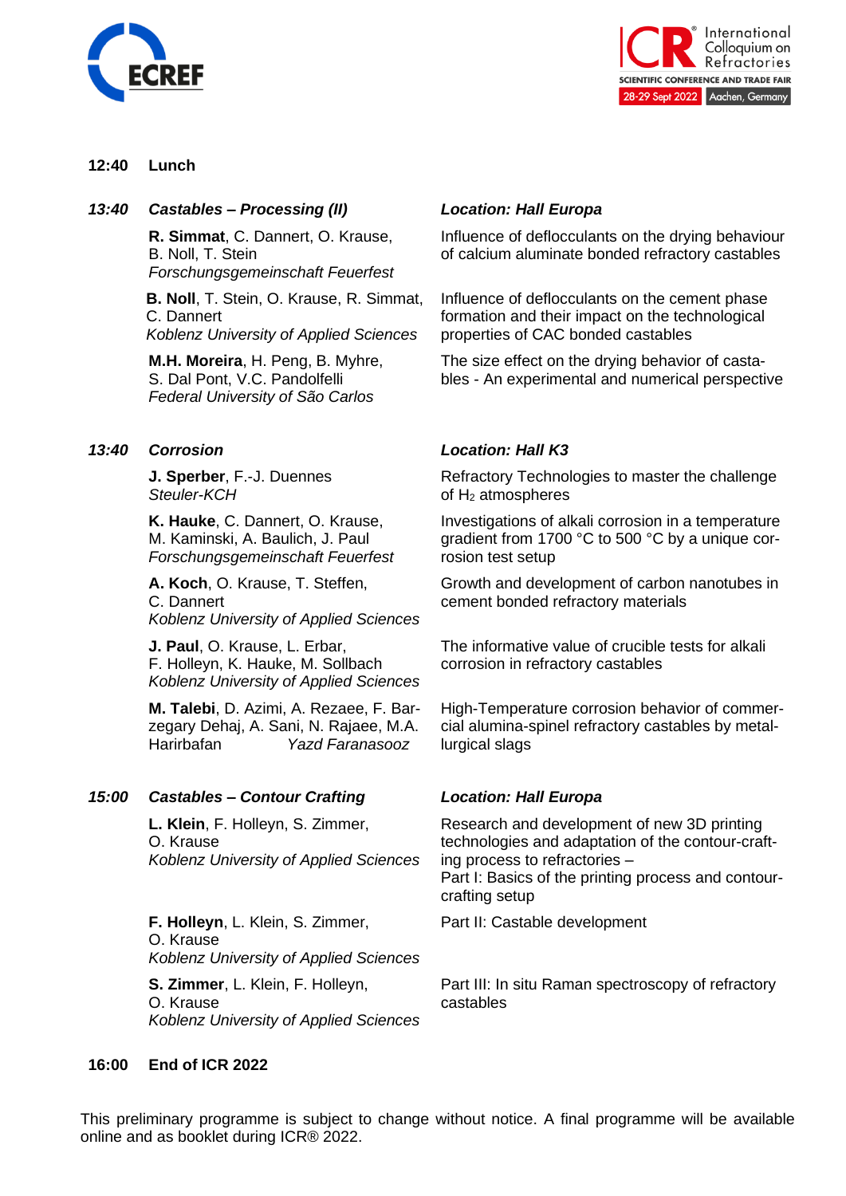**12:40 Lunch**

***13:40 Castables – Processing (II)*** — ***Location: Hall Europa***

**R. Simmat**, C. Dannert, O. Krause, B. Noll, T. Stein
*Forschungsgemeinschaft Feuerfest*
Influence of deflocculants on the drying behaviour of calcium aluminate bonded refractory castables

**B. Noll**, T. Stein, O. Krause, R. Simmat, C. Dannert
*Koblenz University of Applied Sciences*
Influence of deflocculants on the cement phase formation and their impact on the technological properties of CAC bonded castables

**M.H. Moreira**, H. Peng, B. Myhre, S. Dal Pont, V.C. Pandolfelli
*Federal University of São Carlos*
The size effect on the drying behavior of castables - An experimental and numerical perspective

***13:40 Corrosion*** — ***Location: Hall K3***

**J. Sperber**, F.-J. Duennes
*Steuler-KCH*
Refractory Technologies to master the challenge of $H_2$ atmospheres

**K. Hauke**, C. Dannert, O. Krause, M. Kaminski, A. Baulich, J. Paul
*Forschungsgemeinschaft Feuerfest*
Investigations of alkali corrosion in a temperature gradient from 1700 °C to 500 °C by a unique corrosion test setup

**A. Koch**, O. Krause, T. Steffen, C. Dannert
*Koblenz University of Applied Sciences*
Growth and development of carbon nanotubes in cement bonded refractory materials

**J. Paul**, O. Krause, L. Erbar, F. Holleyn, K. Hauke, M. Sollbach
*Koblenz University of Applied Sciences*
The informative value of crucible tests for alkali corrosion in refractory castables

**M. Talebi**, D. Azimi, A. Rezaee, F. Barzegary Dehaj, A. Sani, N. Rajaee, M.A. Harirbafan
*Yazd Faranasooz*
High-Temperature corrosion behavior of commercial alumina-spinel refractory castables by metallurgical slags

***15:00 Castables – Contour Crafting*** — ***Location: Hall Europa***

**L. Klein**, F. Holleyn, S. Zimmer, O. Krause
*Koblenz University of Applied Sciences*
Research and development of new 3D printing technologies and adaptation of the contour-crafting process to refractories –
Part I: Basics of the printing process and contour-crafting setup

**F. Holleyn**, L. Klein, S. Zimmer, O. Krause
*Koblenz University of Applied Sciences*
Part II: Castable development

**S. Zimmer**, L. Klein, F. Holleyn, O. Krause
*Koblenz University of Applied Sciences*
Part III: In situ Raman spectroscopy of refractory castables

**16:00 End of ICR 2022**

This preliminary programme is subject to change without notice. A final programme will be available online and as booklet during ICR® 2022.